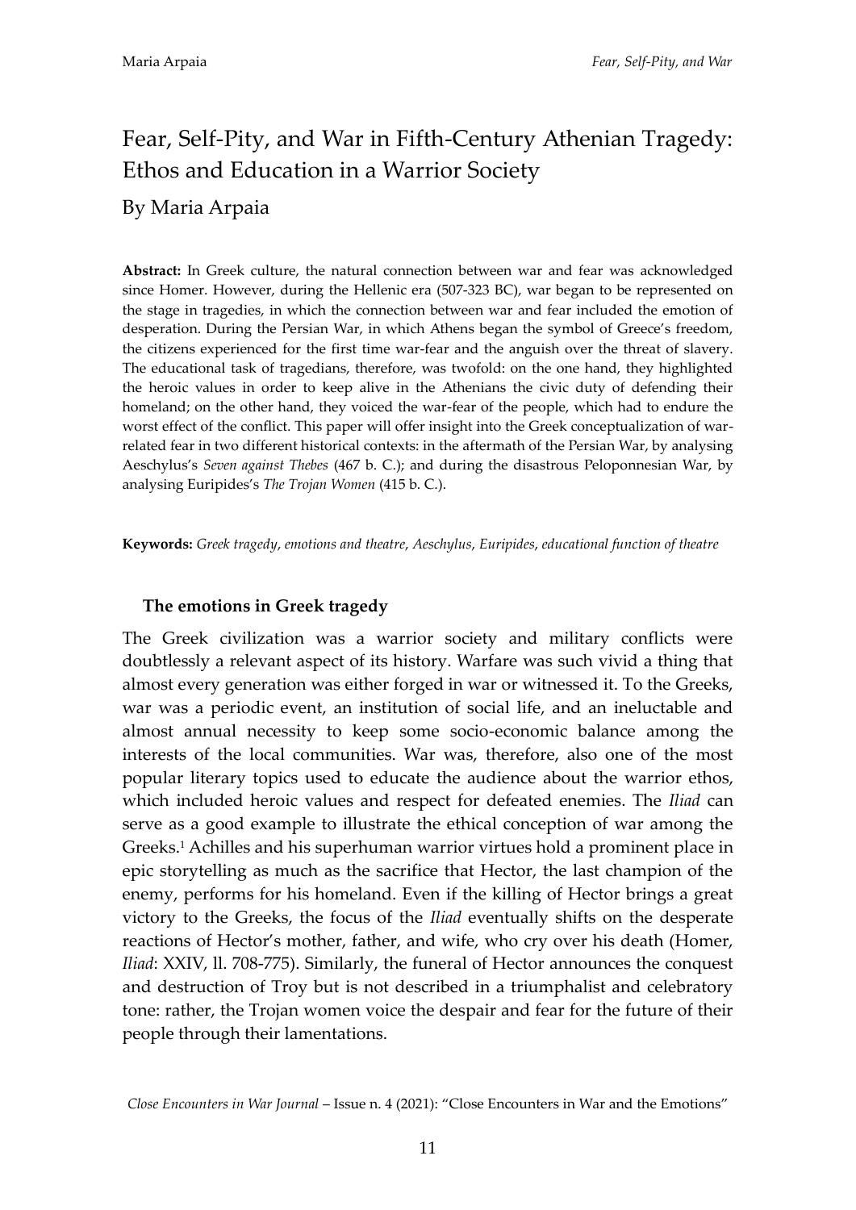# Fear, Self-Pity, and War in Fifth-Century Athenian Tragedy: Ethos and Education in a Warrior Society

By Maria Arpaia

**Abstract:** In Greek culture, the natural connection between war and fear was acknowledged since Homer. However, during the Hellenic era (507-323 BC), war began to be represented on the stage in tragedies, in which the connection between war and fear included the emotion of desperation. During the Persian War, in which Athens began the symbol of Greece's freedom, the citizens experienced for the first time war-fear and the anguish over the threat of slavery. The educational task of tragedians, therefore, was twofold: on the one hand, they highlighted the heroic values in order to keep alive in the Athenians the civic duty of defending their homeland; on the other hand, they voiced the war-fear of the people, which had to endure the worst effect of the conflict. This paper will offer insight into the Greek conceptualization of war-related fear in two different historical contexts: in the aftermath of the Persian War, by analysing Aeschylus's *Seven against Thebes* (467 b. C.); and during the disastrous Peloponnesian War, by analysing Euripides's *The Trojan Women* (415 b. C.).

**Keywords:** *Greek tragedy*, *emotions and theatre*, *Aeschylus*, *Euripides*, *educational function of theatre*

## The emotions in Greek tragedy

The Greek civilization was a warrior society and military conflicts were doubtlessly a relevant aspect of its history. Warfare was such vivid a thing that almost every generation was either forged in war or witnessed it. To the Greeks, war was a periodic event, an institution of social life, and an ineluctable and almost annual necessity to keep some socio-economic balance among the interests of the local communities. War was, therefore, also one of the most popular literary topics used to educate the audience about the warrior ethos, which included heroic values and respect for defeated enemies. The *Iliad* can serve as a good example to illustrate the ethical conception of war among the Greeks.[1] Achilles and his superhuman warrior virtues hold a prominent place in epic storytelling as much as the sacrifice that Hector, the last champion of the enemy, performs for his homeland. Even if the killing of Hector brings a great victory to the Greeks, the focus of the *Iliad* eventually shifts on the desperate reactions of Hector's mother, father, and wife, who cry over his death (Homer, *Iliad*: XXIV, ll. 708-775). Similarly, the funeral of Hector announces the conquest and destruction of Troy but is not described in a triumphalist and celebratory tone: rather, the Trojan women voice the despair and fear for the future of their people through their lamentations.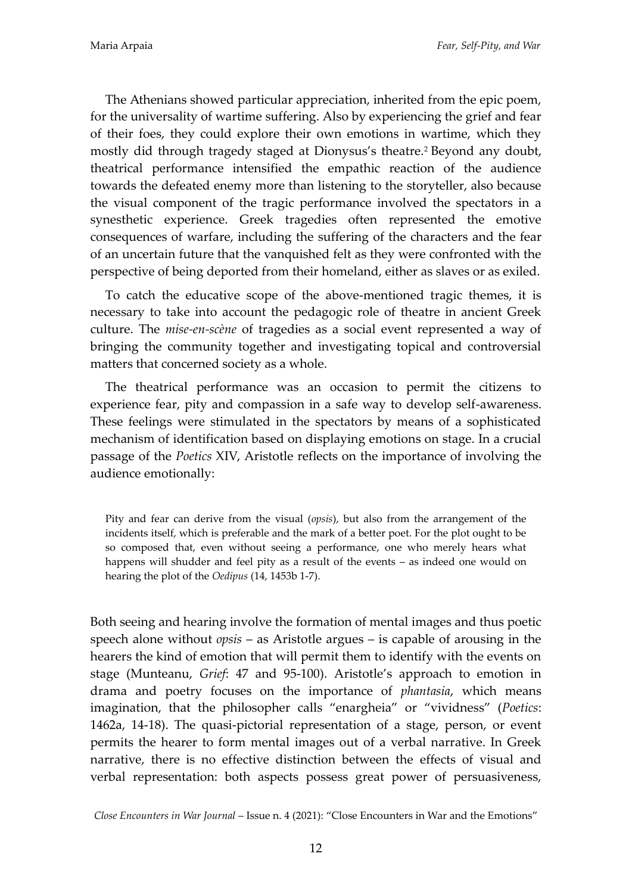The Athenians showed particular appreciation, inherited from the epic poem, for the universality of wartime suffering. Also by experiencing the grief and fear of their foes, they could explore their own emotions in wartime, which they mostly did through tragedy staged at Dionysus's theatre.[2] Beyond any doubt, theatrical performance intensified the empathic reaction of the audience towards the defeated enemy more than listening to the storyteller, also because the visual component of the tragic performance involved the spectators in a synesthetic experience. Greek tragedies often represented the emotive consequences of warfare, including the suffering of the characters and the fear of an uncertain future that the vanquished felt as they were confronted with the perspective of being deported from their homeland, either as slaves or as exiled.

To catch the educative scope of the above-mentioned tragic themes, it is necessary to take into account the pedagogic role of theatre in ancient Greek culture. The *mise-en-scène* of tragedies as a social event represented a way of bringing the community together and investigating topical and controversial matters that concerned society as a whole.

The theatrical performance was an occasion to permit the citizens to experience fear, pity and compassion in a safe way to develop self-awareness. These feelings were stimulated in the spectators by means of a sophisticated mechanism of identification based on displaying emotions on stage. In a crucial passage of the *Poetics* XIV, Aristotle reflects on the importance of involving the audience emotionally:

> Pity and fear can derive from the visual (*opsis*), but also from the arrangement of the incidents itself, which is preferable and the mark of a better poet. For the plot ought to be so composed that, even without seeing a performance, one who merely hears what happens will shudder and feel pity as a result of the events – as indeed one would on hearing the plot of the *Oedipus* (14, 1453b 1-7).

Both seeing and hearing involve the formation of mental images and thus poetic speech alone without *opsis* – as Aristotle argues – is capable of arousing in the hearers the kind of emotion that will permit them to identify with the events on stage (Munteanu, *Grief*: 47 and 95-100). Aristotle's approach to emotion in drama and poetry focuses on the importance of *phantasia*, which means imagination, that the philosopher calls "enargheia" or "vividness" (*Poetics*: 1462a, 14-18). The quasi-pictorial representation of a stage, person, or event permits the hearer to form mental images out of a verbal narrative. In Greek narrative, there is no effective distinction between the effects of visual and verbal representation: both aspects possess great power of persuasiveness,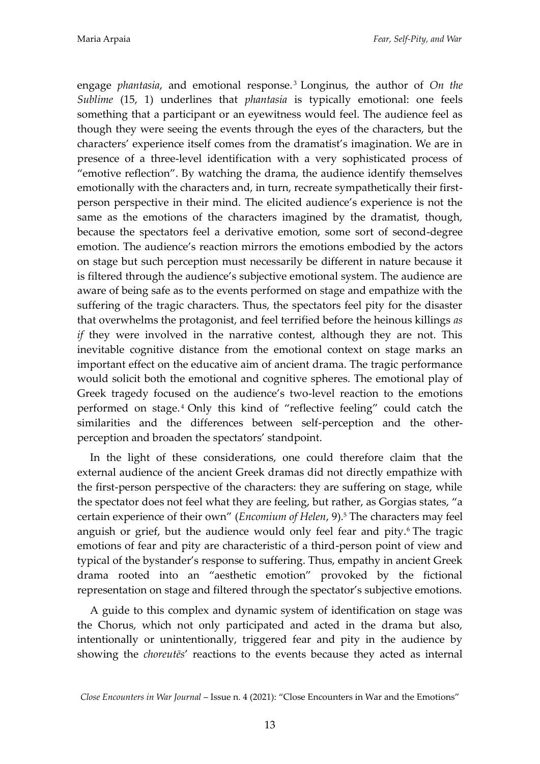engage *phantasia*, and emotional response.[3] Longinus, the author of *On the Sublime* (15, 1) underlines that *phantasia* is typically emotional: one feels something that a participant or an eyewitness would feel. The audience feel as though they were seeing the events through the eyes of the characters, but the characters' experience itself comes from the dramatist's imagination. We are in presence of a three-level identification with a very sophisticated process of "emotive reflection". By watching the drama, the audience identify themselves emotionally with the characters and, in turn, recreate sympathetically their first-person perspective in their mind. The elicited audience's experience is not the same as the emotions of the characters imagined by the dramatist, though, because the spectators feel a derivative emotion, some sort of second-degree emotion. The audience's reaction mirrors the emotions embodied by the actors on stage but such perception must necessarily be different in nature because it is filtered through the audience's subjective emotional system. The audience are aware of being safe as to the events performed on stage and empathize with the suffering of the tragic characters. Thus, the spectators feel pity for the disaster that overwhelms the protagonist, and feel terrified before the heinous killings *as if* they were involved in the narrative contest, although they are not. This inevitable cognitive distance from the emotional context on stage marks an important effect on the educative aim of ancient drama. The tragic performance would solicit both the emotional and cognitive spheres. The emotional play of Greek tragedy focused on the audience's two-level reaction to the emotions performed on stage.[4] Only this kind of "reflective feeling" could catch the similarities and the differences between self-perception and the other-perception and broaden the spectators' standpoint.

In the light of these considerations, one could therefore claim that the external audience of the ancient Greek dramas did not directly empathize with the first-person perspective of the characters: they are suffering on stage, while the spectator does not feel what they are feeling, but rather, as Gorgias states, "a certain experience of their own" (*Encomium of Helen*, 9).[5] The characters may feel anguish or grief, but the audience would only feel fear and pity.[6] The tragic emotions of fear and pity are characteristic of a third-person point of view and typical of the bystander's response to suffering. Thus, empathy in ancient Greek drama rooted into an "aesthetic emotion" provoked by the fictional representation on stage and filtered through the spectator's subjective emotions.

A guide to this complex and dynamic system of identification on stage was the Chorus, which not only participated and acted in the drama but also, intentionally or unintentionally, triggered fear and pity in the audience by showing the *choreutēs*' reactions to the events because they acted as internal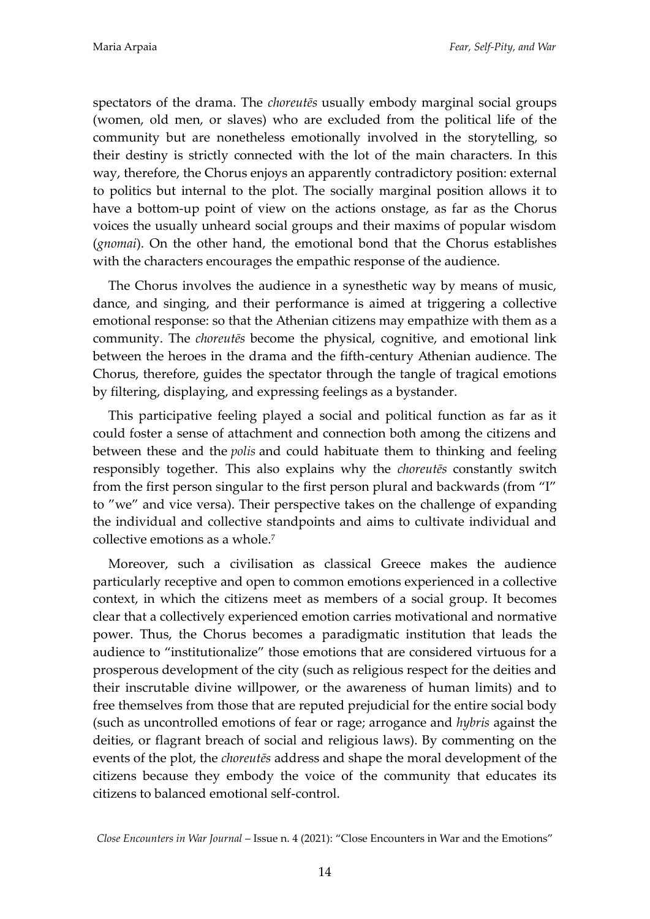spectators of the drama. The *choreutēs* usually embody marginal social groups (women, old men, or slaves) who are excluded from the political life of the community but are nonetheless emotionally involved in the storytelling, so their destiny is strictly connected with the lot of the main characters. In this way, therefore, the Chorus enjoys an apparently contradictory position: external to politics but internal to the plot. The socially marginal position allows it to have a bottom-up point of view on the actions onstage, as far as the Chorus voices the usually unheard social groups and their maxims of popular wisdom (*gnomai*). On the other hand, the emotional bond that the Chorus establishes with the characters encourages the empathic response of the audience.

The Chorus involves the audience in a synesthetic way by means of music, dance, and singing, and their performance is aimed at triggering a collective emotional response: so that the Athenian citizens may empathize with them as a community. The *choreutēs* become the physical, cognitive, and emotional link between the heroes in the drama and the fifth-century Athenian audience. The Chorus, therefore, guides the spectator through the tangle of tragical emotions by filtering, displaying, and expressing feelings as a bystander.

This participative feeling played a social and political function as far as it could foster a sense of attachment and connection both among the citizens and between these and the *polis* and could habituate them to thinking and feeling responsibly together. This also explains why the *choreutēs* constantly switch from the first person singular to the first person plural and backwards (from "I" to "we" and vice versa). Their perspective takes on the challenge of expanding the individual and collective standpoints and aims to cultivate individual and collective emotions as a whole.[7]

Moreover, such a civilisation as classical Greece makes the audience particularly receptive and open to common emotions experienced in a collective context, in which the citizens meet as members of a social group. It becomes clear that a collectively experienced emotion carries motivational and normative power. Thus, the Chorus becomes a paradigmatic institution that leads the audience to "institutionalize" those emotions that are considered virtuous for a prosperous development of the city (such as religious respect for the deities and their inscrutable divine willpower, or the awareness of human limits) and to free themselves from those that are reputed prejudicial for the entire social body (such as uncontrolled emotions of fear or rage; arrogance and *hybris* against the deities, or flagrant breach of social and religious laws). By commenting on the events of the plot, the *choreutēs* address and shape the moral development of the citizens because they embody the voice of the community that educates its citizens to balanced emotional self-control.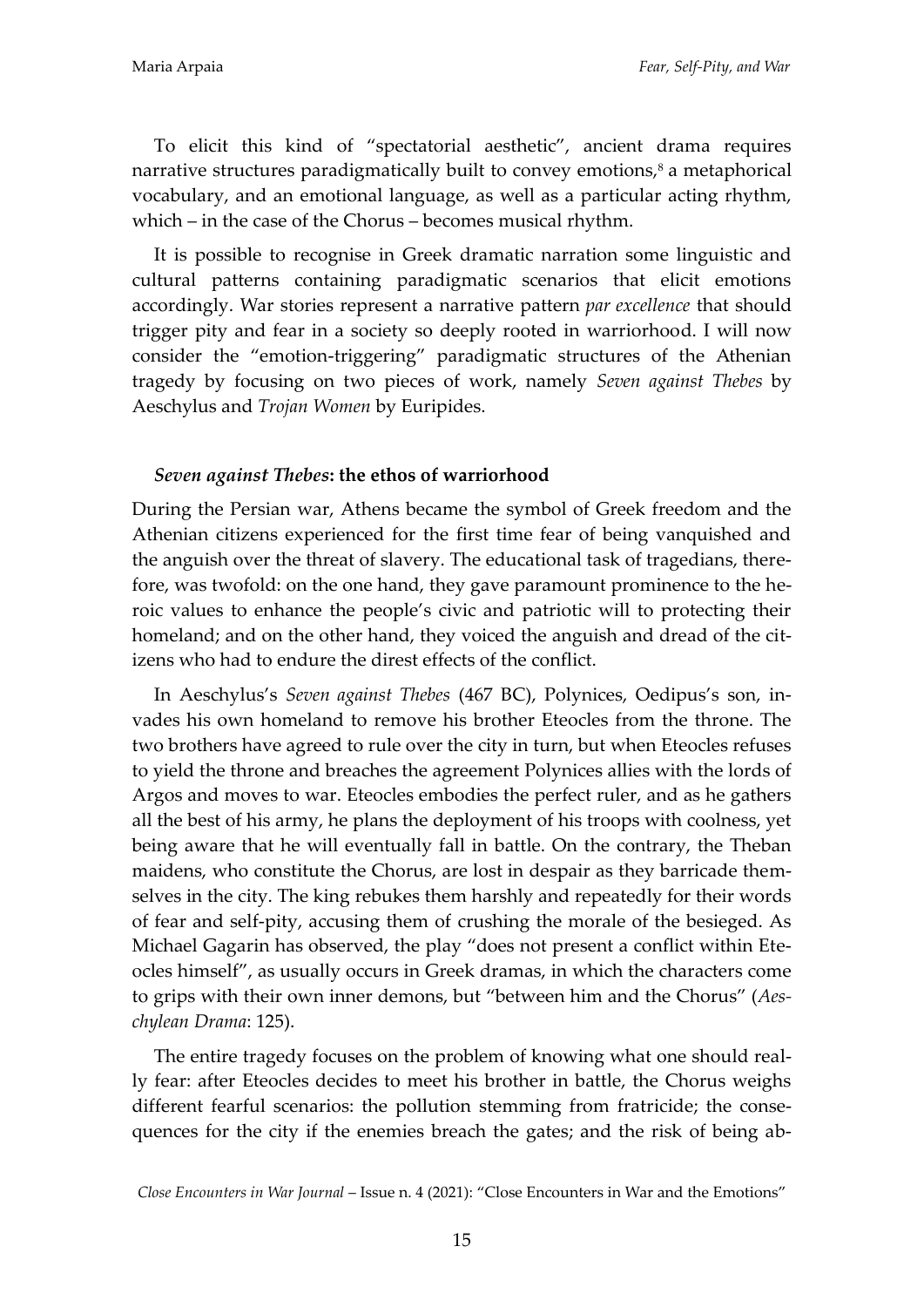To elicit this kind of "spectatorial aesthetic", ancient drama requires narrative structures paradigmatically built to convey emotions,[8] a metaphorical vocabulary, and an emotional language, as well as a particular acting rhythm, which – in the case of the Chorus – becomes musical rhythm.

It is possible to recognise in Greek dramatic narration some linguistic and cultural patterns containing paradigmatic scenarios that elicit emotions accordingly. War stories represent a narrative pattern *par excellence* that should trigger pity and fear in a society so deeply rooted in warriorhood. I will now consider the "emotion-triggering" paradigmatic structures of the Athenian tragedy by focusing on two pieces of work, namely *Seven against Thebes* by Aeschylus and *Trojan Women* by Euripides.

### *Seven against Thebes*: the ethos of warriorhood

During the Persian war, Athens became the symbol of Greek freedom and the Athenian citizens experienced for the first time fear of being vanquished and the anguish over the threat of slavery. The educational task of tragedians, therefore, was twofold: on the one hand, they gave paramount prominence to the heroic values to enhance the people's civic and patriotic will to protecting their homeland; and on the other hand, they voiced the anguish and dread of the citizens who had to endure the direst effects of the conflict.

In Aeschylus's *Seven against Thebes* (467 BC), Polynices, Oedipus's son, invades his own homeland to remove his brother Eteocles from the throne. The two brothers have agreed to rule over the city in turn, but when Eteocles refuses to yield the throne and breaches the agreement Polynices allies with the lords of Argos and moves to war. Eteocles embodies the perfect ruler, and as he gathers all the best of his army, he plans the deployment of his troops with coolness, yet being aware that he will eventually fall in battle. On the contrary, the Theban maidens, who constitute the Chorus, are lost in despair as they barricade themselves in the city. The king rebukes them harshly and repeatedly for their words of fear and self-pity, accusing them of crushing the morale of the besieged. As Michael Gagarin has observed, the play "does not present a conflict within Eteocles himself", as usually occurs in Greek dramas, in which the characters come to grips with their own inner demons, but "between him and the Chorus" (*Aeschylean Drama*: 125).

The entire tragedy focuses on the problem of knowing what one should really fear: after Eteocles decides to meet his brother in battle, the Chorus weighs different fearful scenarios: the pollution stemming from fratricide; the consequences for the city if the enemies breach the gates; and the risk of being ab-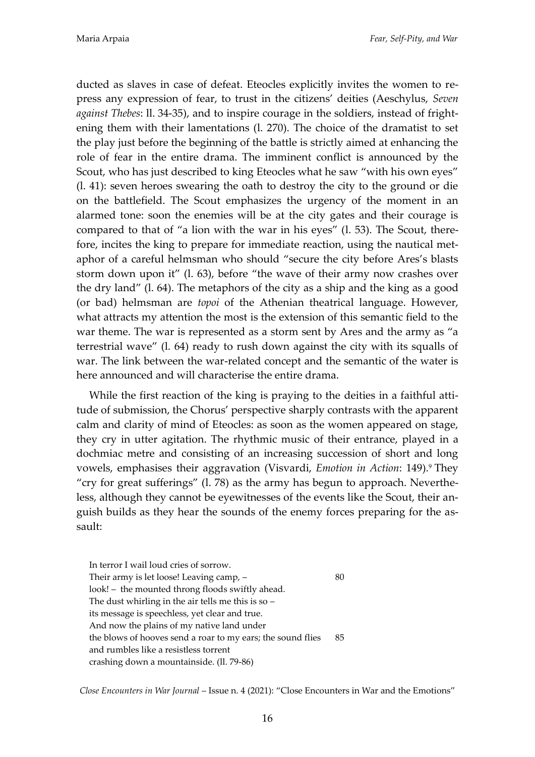ducted as slaves in case of defeat. Eteocles explicitly invites the women to repress any expression of fear, to trust in the citizens' deities (Aeschylus, *Seven against Thebes*: ll. 34-35), and to inspire courage in the soldiers, instead of frightening them with their lamentations (l. 270). The choice of the dramatist to set the play just before the beginning of the battle is strictly aimed at enhancing the role of fear in the entire drama. The imminent conflict is announced by the Scout, who has just described to king Eteocles what he saw "with his own eyes" (l. 41): seven heroes swearing the oath to destroy the city to the ground or die on the battlefield. The Scout emphasizes the urgency of the moment in an alarmed tone: soon the enemies will be at the city gates and their courage is compared to that of "a lion with the war in his eyes" (l. 53). The Scout, therefore, incites the king to prepare for immediate reaction, using the nautical metaphor of a careful helmsman who should "secure the city before Ares's blasts storm down upon it" (l. 63), before "the wave of their army now crashes over the dry land" (l. 64). The metaphors of the city as a ship and the king as a good (or bad) helmsman are *topoi* of the Athenian theatrical language. However, what attracts my attention the most is the extension of this semantic field to the war theme. The war is represented as a storm sent by Ares and the army as "a terrestrial wave" (l. 64) ready to rush down against the city with its squalls of war. The link between the war-related concept and the semantic of the water is here announced and will characterise the entire drama.

While the first reaction of the king is praying to the deities in a faithful attitude of submission, the Chorus' perspective sharply contrasts with the apparent calm and clarity of mind of Eteocles: as soon as the women appeared on stage, they cry in utter agitation. The rhythmic music of their entrance, played in a dochmiac metre and consisting of an increasing succession of short and long vowels, emphasises their aggravation (Visvardi, *Emotion in Action*: 149).[9] They "cry for great sufferings" (l. 78) as the army has begun to approach. Nevertheless, although they cannot be eyewitnesses of the events like the Scout, their anguish builds as they hear the sounds of the enemy forces preparing for the assault:

> In terror I wail loud cries of sorrow.
> Their army is let loose! Leaving camp, – (80)
> look! – the mounted throng floods swiftly ahead.
> The dust whirling in the air tells me this is so –
> its message is speechless, yet clear and true.
> And now the plains of my native land under
> the blows of hooves send a roar to my ears; the sound flies (85)
> and rumbles like a resistless torrent
> crashing down a mountainside. (ll. 79-86)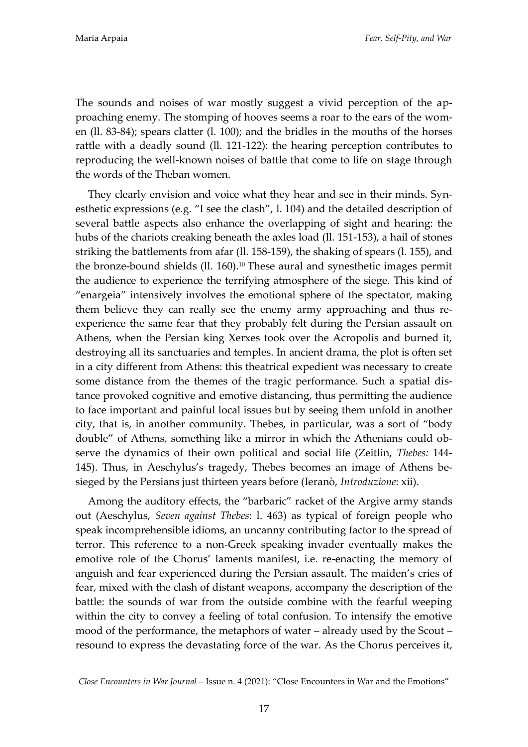The sounds and noises of war mostly suggest a vivid perception of the approaching enemy. The stomping of hooves seems a roar to the ears of the women (ll. 83-84); spears clatter (l. 100); and the bridles in the mouths of the horses rattle with a deadly sound (ll. 121-122): the hearing perception contributes to reproducing the well-known noises of battle that come to life on stage through the words of the Theban women.

They clearly envision and voice what they hear and see in their minds. Synesthetic expressions (e.g. "I see the clash", l. 104) and the detailed description of several battle aspects also enhance the overlapping of sight and hearing: the hubs of the chariots creaking beneath the axles load (ll. 151-153), a hail of stones striking the battlements from afar (ll. 158-159), the shaking of spears (l. 155), and the bronze-bound shields (ll. 160).[10] These aural and synesthetic images permit the audience to experience the terrifying atmosphere of the siege. This kind of "enargeia" intensively involves the emotional sphere of the spectator, making them believe they can really see the enemy army approaching and thus re-experience the same fear that they probably felt during the Persian assault on Athens, when the Persian king Xerxes took over the Acropolis and burned it, destroying all its sanctuaries and temples. In ancient drama, the plot is often set in a city different from Athens: this theatrical expedient was necessary to create some distance from the themes of the tragic performance. Such a spatial distance provoked cognitive and emotive distancing, thus permitting the audience to face important and painful local issues but by seeing them unfold in another city, that is, in another community. Thebes, in particular, was a sort of "body double" of Athens, something like a mirror in which the Athenians could observe the dynamics of their own political and social life (Zeitlin, *Thebes:* 144-145). Thus, in Aeschylus's tragedy, Thebes becomes an image of Athens besieged by the Persians just thirteen years before (Ieranò, *Introduzione*: xii).

Among the auditory effects, the "barbaric" racket of the Argive army stands out (Aeschylus, *Seven against Thebes*: l. 463) as typical of foreign people who speak incomprehensible idioms, an uncanny contributing factor to the spread of terror. This reference to a non-Greek speaking invader eventually makes the emotive role of the Chorus' laments manifest, i.e. re-enacting the memory of anguish and fear experienced during the Persian assault. The maiden's cries of fear, mixed with the clash of distant weapons, accompany the description of the battle: the sounds of war from the outside combine with the fearful weeping within the city to convey a feeling of total confusion. To intensify the emotive mood of the performance, the metaphors of water – already used by the Scout – resound to express the devastating force of the war. As the Chorus perceives it,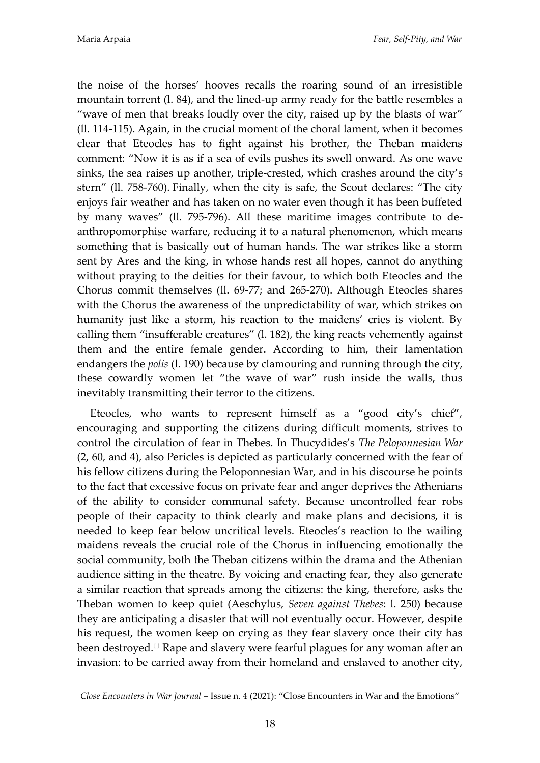the noise of the horses' hooves recalls the roaring sound of an irresistible mountain torrent (l. 84), and the lined-up army ready for the battle resembles a "wave of men that breaks loudly over the city, raised up by the blasts of war" (ll. 114-115). Again, in the crucial moment of the choral lament, when it becomes clear that Eteocles has to fight against his brother, the Theban maidens comment: "Now it is as if a sea of evils pushes its swell onward. As one wave sinks, the sea raises up another, triple-crested, which crashes around the city's stern" (ll. 758-760). Finally, when the city is safe, the Scout declares: "The city enjoys fair weather and has taken on no water even though it has been buffeted by many waves" (ll. 795-796). All these maritime images contribute to de-anthropomorphise warfare, reducing it to a natural phenomenon, which means something that is basically out of human hands. The war strikes like a storm sent by Ares and the king, in whose hands rest all hopes, cannot do anything without praying to the deities for their favour, to which both Eteocles and the Chorus commit themselves (ll. 69-77; and 265-270). Although Eteocles shares with the Chorus the awareness of the unpredictability of war, which strikes on humanity just like a storm, his reaction to the maidens' cries is violent. By calling them "insufferable creatures" (l. 182), the king reacts vehemently against them and the entire female gender. According to him, their lamentation endangers the *polis* (l. 190) because by clamouring and running through the city, these cowardly women let "the wave of war" rush inside the walls, thus inevitably transmitting their terror to the citizens.

Eteocles, who wants to represent himself as a "good city's chief", encouraging and supporting the citizens during difficult moments, strives to control the circulation of fear in Thebes. In Thucydides's *The Peloponnesian War* (2, 60, and 4), also Pericles is depicted as particularly concerned with the fear of his fellow citizens during the Peloponnesian War, and in his discourse he points to the fact that excessive focus on private fear and anger deprives the Athenians of the ability to consider communal safety. Because uncontrolled fear robs people of their capacity to think clearly and make plans and decisions, it is needed to keep fear below uncritical levels. Eteocles's reaction to the wailing maidens reveals the crucial role of the Chorus in influencing emotionally the social community, both the Theban citizens within the drama and the Athenian audience sitting in the theatre. By voicing and enacting fear, they also generate a similar reaction that spreads among the citizens: the king, therefore, asks the Theban women to keep quiet (Aeschylus, *Seven against Thebes*: l. 250) because they are anticipating a disaster that will not eventually occur. However, despite his request, the women keep on crying as they fear slavery once their city has been destroyed.[11] Rape and slavery were fearful plagues for any woman after an invasion: to be carried away from their homeland and enslaved to another city,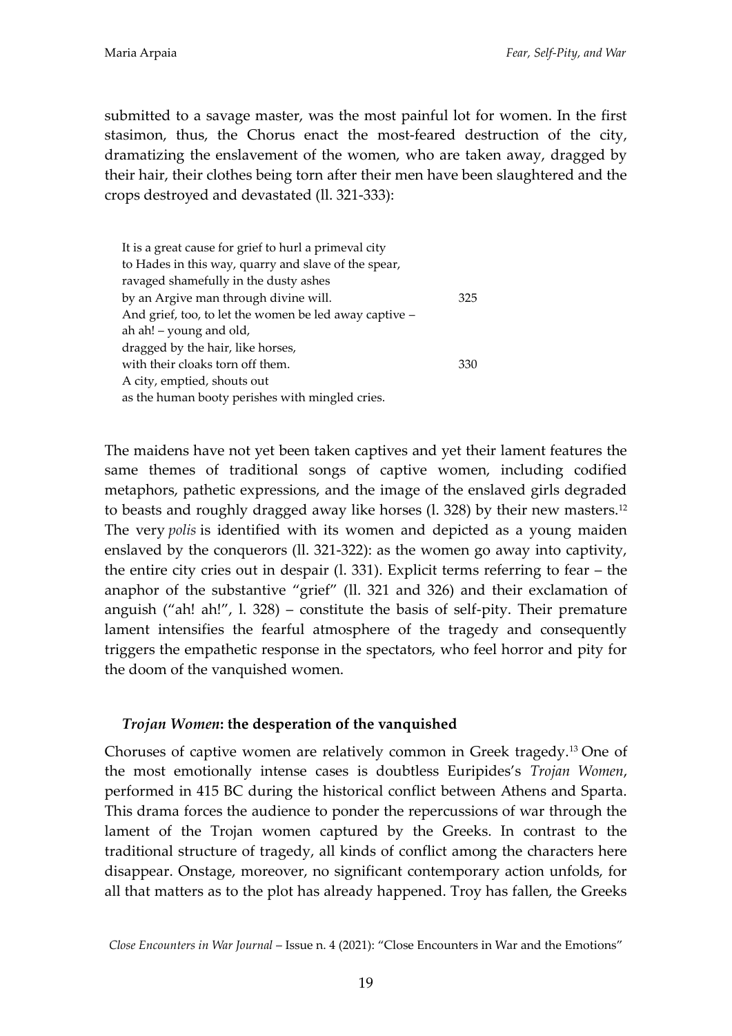submitted to a savage master, was the most painful lot for women. In the first stasimon, thus, the Chorus enact the most-feared destruction of the city, dramatizing the enslavement of the women, who are taken away, dragged by their hair, their clothes being torn after their men have been slaughtered and the crops destroyed and devastated (ll. 321-333):

> It is a great cause for grief to hurl a primeval city
> to Hades in this way, quarry and slave of the spear,
> ravaged shamefully in the dusty ashes
> by an Argive man through divine will. 325
> And grief, too, to let the women be led away captive –
> ah ah! – young and old,
> dragged by the hair, like horses,
> with their cloaks torn off them. 330
> A city, emptied, shouts out
> as the human booty perishes with mingled cries.

The maidens have not yet been taken captives and yet their lament features the same themes of traditional songs of captive women, including codified metaphors, pathetic expressions, and the image of the enslaved girls degraded to beasts and roughly dragged away like horses (l. 328) by their new masters.[12] The very *polis* is identified with its women and depicted as a young maiden enslaved by the conquerors (ll. 321-322): as the women go away into captivity, the entire city cries out in despair (l. 331). Explicit terms referring to fear – the anaphor of the substantive "grief" (ll. 321 and 326) and their exclamation of anguish ("ah! ah!", l. 328) – constitute the basis of self-pity. Their premature lament intensifies the fearful atmosphere of the tragedy and consequently triggers the empathetic response in the spectators, who feel horror and pity for the doom of the vanquished women.

### *Trojan Women*: the desperation of the vanquished

Choruses of captive women are relatively common in Greek tragedy.[13] One of the most emotionally intense cases is doubtless Euripides's *Trojan Women*, performed in 415 BC during the historical conflict between Athens and Sparta. This drama forces the audience to ponder the repercussions of war through the lament of the Trojan women captured by the Greeks. In contrast to the traditional structure of tragedy, all kinds of conflict among the characters here disappear. Onstage, moreover, no significant contemporary action unfolds, for all that matters as to the plot has already happened. Troy has fallen, the Greeks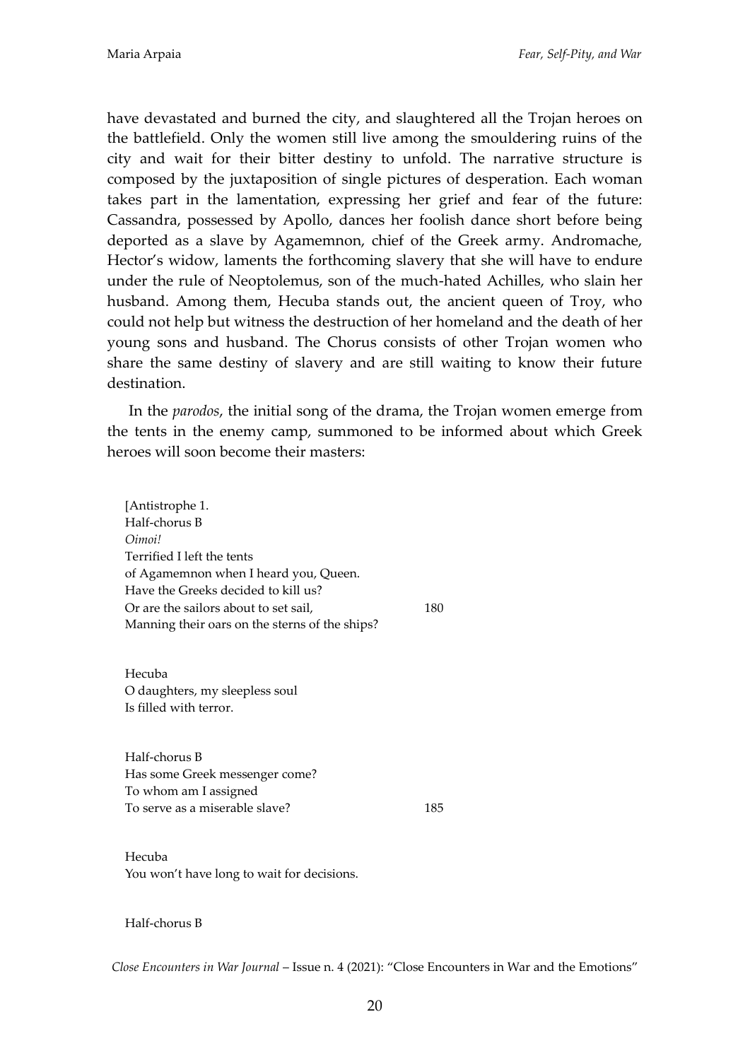have devastated and burned the city, and slaughtered all the Trojan heroes on the battlefield. Only the women still live among the smouldering ruins of the city and wait for their bitter destiny to unfold. The narrative structure is composed by the juxtaposition of single pictures of desperation. Each woman takes part in the lamentation, expressing her grief and fear of the future: Cassandra, possessed by Apollo, dances her foolish dance short before being deported as a slave by Agamemnon, chief of the Greek army. Andromache, Hector's widow, laments the forthcoming slavery that she will have to endure under the rule of Neoptolemus, son of the much-hated Achilles, who slain her husband. Among them, Hecuba stands out, the ancient queen of Troy, who could not help but witness the destruction of her homeland and the death of her young sons and husband. The Chorus consists of other Trojan women who share the same destiny of slavery and are still waiting to know their future destination.

In the *parodos*, the initial song of the drama, the Trojan women emerge from the tents in the enemy camp, summoned to be informed about which Greek heroes will soon become their masters:

> [Antistrophe 1.
> Half-chorus B
> *Oimoi!*
> Terrified I left the tents
> of Agamemnon when I heard you, Queen.
> Have the Greeks decided to kill us?
> Or are the sailors about to set sail, 180
> Manning their oars on the sterns of the ships?
>
> Hecuba
> O daughters, my sleepless soul
> Is filled with terror.
>
> Half-chorus B
> Has some Greek messenger come?
> To whom am I assigned
> To serve as a miserable slave? 185
>
> Hecuba
> You won't have long to wait for decisions.
>
> Half-chorus B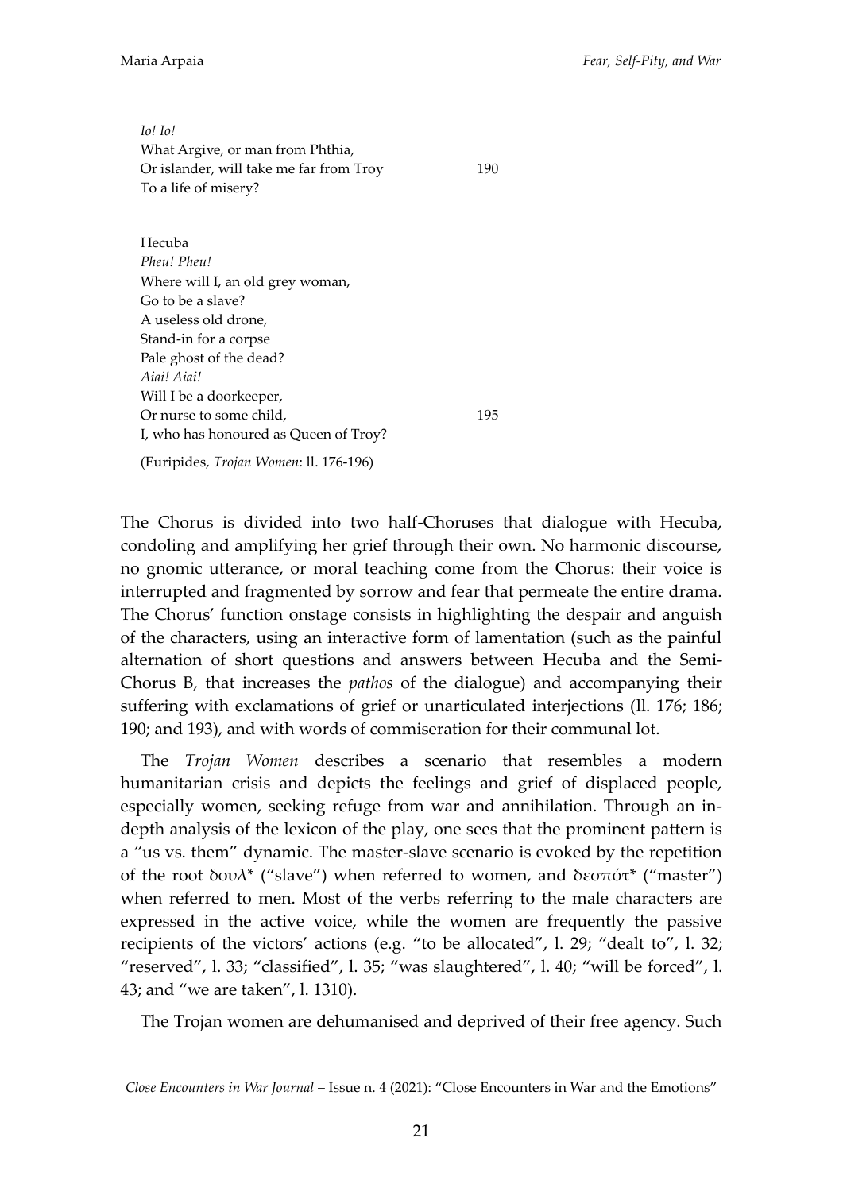*Io! Io!*  
What Argive, or man from Phthia,  
Or islander, will take me far from Troy 190  
To a life of misery?

Hecuba  
*Pheu! Pheu!*  
Where will I, an old grey woman,  
Go to be a slave?  
A useless old drone,  
Stand-in for a corpse  
Pale ghost of the dead?  
*Aiai! Aiai!*  
Will I be a doorkeeper,  
Or nurse to some child, 195  
I, who has honoured as Queen of Troy?

(Euripides, *Trojan Women*: ll. 176-196)

The Chorus is divided into two half-Choruses that dialogue with Hecuba, condoling and amplifying her grief through their own. No harmonic discourse, no gnomic utterance, or moral teaching come from the Chorus: their voice is interrupted and fragmented by sorrow and fear that permeate the entire drama. The Chorus' function onstage consists in highlighting the despair and anguish of the characters, using an interactive form of lamentation (such as the painful alternation of short questions and answers between Hecuba and the Semi-Chorus B, that increases the *pathos* of the dialogue) and accompanying their suffering with exclamations of grief or unarticulated interjections (ll. 176; 186; 190; and 193), and with words of commiseration for their communal lot.

The *Trojan Women* describes a scenario that resembles a modern humanitarian crisis and depicts the feelings and grief of displaced people, especially women, seeking refuge from war and annihilation. Through an in-depth analysis of the lexicon of the play, one sees that the prominent pattern is a "us vs. them" dynamic. The master-slave scenario is evoked by the repetition of the root δουλ* ("slave") when referred to women, and δεσπότ* ("master") when referred to men. Most of the verbs referring to the male characters are expressed in the active voice, while the women are frequently the passive recipients of the victors' actions (e.g. "to be allocated", l. 29; "dealt to", l. 32; "reserved", l. 33; "classified", l. 35; "was slaughtered", l. 40; "will be forced", l. 43; and "we are taken", l. 1310).

The Trojan women are dehumanised and deprived of their free agency. Such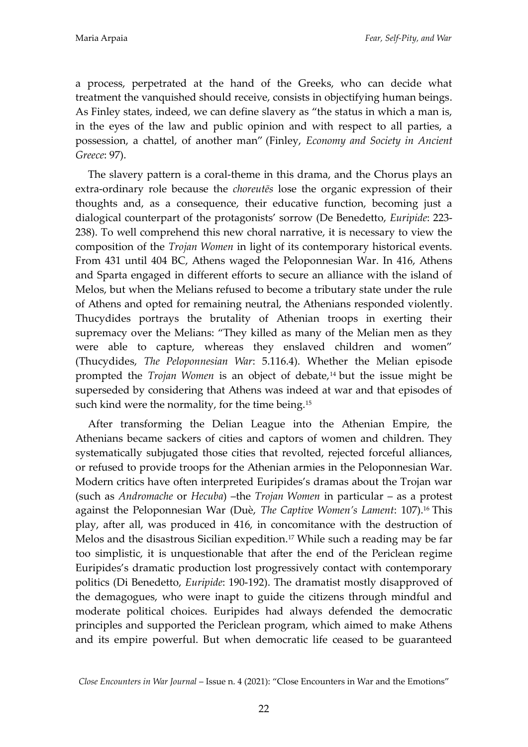a process, perpetrated at the hand of the Greeks, who can decide what treatment the vanquished should receive, consists in objectifying human beings. As Finley states, indeed, we can define slavery as "the status in which a man is, in the eyes of the law and public opinion and with respect to all parties, a possession, a chattel, of another man" (Finley, *Economy and Society in Ancient Greece*: 97).

The slavery pattern is a coral-theme in this drama, and the Chorus plays an extra-ordinary role because the *choreutēs* lose the organic expression of their thoughts and, as a consequence, their educative function, becoming just a dialogical counterpart of the protagonists' sorrow (De Benedetto, *Euripide*: 223-238). To well comprehend this new choral narrative, it is necessary to view the composition of the *Trojan Women* in light of its contemporary historical events. From 431 until 404 BC, Athens waged the Peloponnesian War. In 416, Athens and Sparta engaged in different efforts to secure an alliance with the island of Melos, but when the Melians refused to become a tributary state under the rule of Athens and opted for remaining neutral, the Athenians responded violently. Thucydides portrays the brutality of Athenian troops in exerting their supremacy over the Melians: "They killed as many of the Melian men as they were able to capture, whereas they enslaved children and women" (Thucydides, *The Peloponnesian War*: 5.116.4). Whether the Melian episode prompted the *Trojan Women* is an object of debate,[14] but the issue might be superseded by considering that Athens was indeed at war and that episodes of such kind were the normality, for the time being.[15]

After transforming the Delian League into the Athenian Empire, the Athenians became sackers of cities and captors of women and children. They systematically subjugated those cities that revolted, rejected forceful alliances, or refused to provide troops for the Athenian armies in the Peloponnesian War. Modern critics have often interpreted Euripides's dramas about the Trojan war (such as *Andromache* or *Hecuba*) –the *Trojan Women* in particular – as a protest against the Peloponnesian War (Duè, *The Captive Women's Lament*: 107).[16] This play, after all, was produced in 416, in concomitance with the destruction of Melos and the disastrous Sicilian expedition.[17] While such a reading may be far too simplistic, it is unquestionable that after the end of the Periclean regime Euripides's dramatic production lost progressively contact with contemporary politics (Di Benedetto, *Euripide*: 190-192). The dramatist mostly disapproved of the demagogues, who were inapt to guide the citizens through mindful and moderate political choices. Euripides had always defended the democratic principles and supported the Periclean program, which aimed to make Athens and its empire powerful. But when democratic life ceased to be guaranteed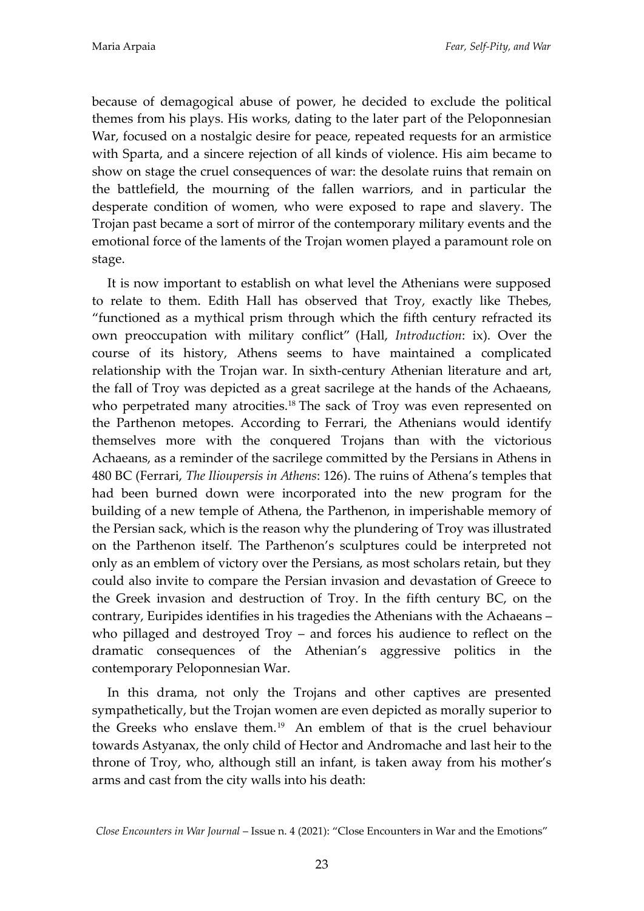because of demagogical abuse of power, he decided to exclude the political themes from his plays. His works, dating to the later part of the Peloponnesian War, focused on a nostalgic desire for peace, repeated requests for an armistice with Sparta, and a sincere rejection of all kinds of violence. His aim became to show on stage the cruel consequences of war: the desolate ruins that remain on the battlefield, the mourning of the fallen warriors, and in particular the desperate condition of women, who were exposed to rape and slavery. The Trojan past became a sort of mirror of the contemporary military events and the emotional force of the laments of the Trojan women played a paramount role on stage.

It is now important to establish on what level the Athenians were supposed to relate to them. Edith Hall has observed that Troy, exactly like Thebes, "functioned as a mythical prism through which the fifth century refracted its own preoccupation with military conflict" (Hall, *Introduction*: ix). Over the course of its history, Athens seems to have maintained a complicated relationship with the Trojan war. In sixth-century Athenian literature and art, the fall of Troy was depicted as a great sacrilege at the hands of the Achaeans, who perpetrated many atrocities.[18] The sack of Troy was even represented on the Parthenon metopes. According to Ferrari, the Athenians would identify themselves more with the conquered Trojans than with the victorious Achaeans, as a reminder of the sacrilege committed by the Persians in Athens in 480 BC (Ferrari, *The Ilioupersis in Athens*: 126). The ruins of Athena's temples that had been burned down were incorporated into the new program for the building of a new temple of Athena, the Parthenon, in imperishable memory of the Persian sack, which is the reason why the plundering of Troy was illustrated on the Parthenon itself. The Parthenon's sculptures could be interpreted not only as an emblem of victory over the Persians, as most scholars retain, but they could also invite to compare the Persian invasion and devastation of Greece to the Greek invasion and destruction of Troy. In the fifth century BC, on the contrary, Euripides identifies in his tragedies the Athenians with the Achaeans – who pillaged and destroyed Troy – and forces his audience to reflect on the dramatic consequences of the Athenian's aggressive politics in the contemporary Peloponnesian War.

In this drama, not only the Trojans and other captives are presented sympathetically, but the Trojan women are even depicted as morally superior to the Greeks who enslave them.[19] An emblem of that is the cruel behaviour towards Astyanax, the only child of Hector and Andromache and last heir to the throne of Troy, who, although still an infant, is taken away from his mother's arms and cast from the city walls into his death: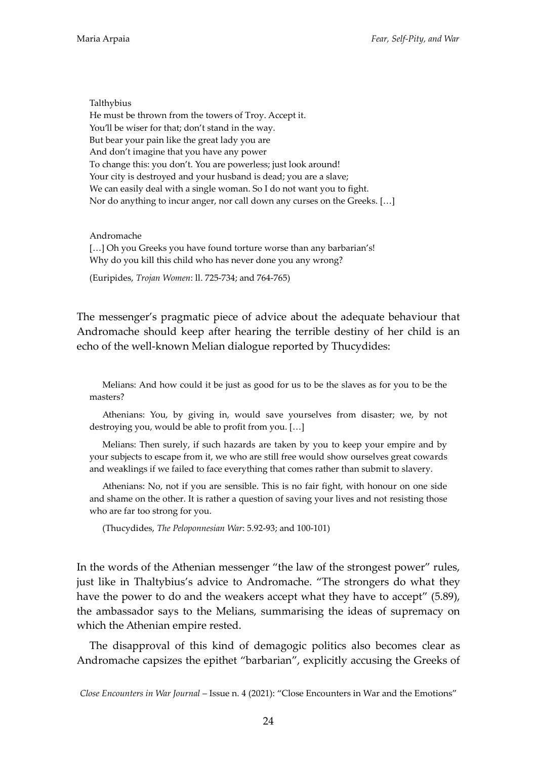> Talthybius
> He must be thrown from the towers of Troy. Accept it.
> You'll be wiser for that; don't stand in the way.
> But bear your pain like the great lady you are
> And don't imagine that you have any power
> To change this: you don't. You are powerless; just look around!
> Your city is destroyed and your husband is dead; you are a slave;
> We can easily deal with a single woman. So I do not want you to fight.
> Nor do anything to incur anger, nor call down any curses on the Greeks. […]
>
> Andromache
> […] Oh you Greeks you have found torture worse than any barbarian's!
> Why do you kill this child who has never done you any wrong?
>
> (Euripides, *Trojan Women*: ll. 725-734; and 764-765)

The messenger's pragmatic piece of advice about the adequate behaviour that Andromache should keep after hearing the terrible destiny of her child is an echo of the well-known Melian dialogue reported by Thucydides:

> Melians: And how could it be just as good for us to be the slaves as for you to be the masters?
>
> Athenians: You, by giving in, would save yourselves from disaster; we, by not destroying you, would be able to profit from you. […]
>
> Melians: Then surely, if such hazards are taken by you to keep your empire and by your subjects to escape from it, we who are still free would show ourselves great cowards and weaklings if we failed to face everything that comes rather than submit to slavery.
>
> Athenians: No, not if you are sensible. This is no fair fight, with honour on one side and shame on the other. It is rather a question of saving your lives and not resisting those who are far too strong for you.
>
> (Thucydides, *The Peloponnesian War*: 5.92-93; and 100-101)

In the words of the Athenian messenger "the law of the strongest power" rules, just like in Thaltybius's advice to Andromache. "The strongers do what they have the power to do and the weakers accept what they have to accept" (5.89), the ambassador says to the Melians, summarising the ideas of supremacy on which the Athenian empire rested.

The disapproval of this kind of demagogic politics also becomes clear as Andromache capsizes the epithet "barbarian", explicitly accusing the Greeks of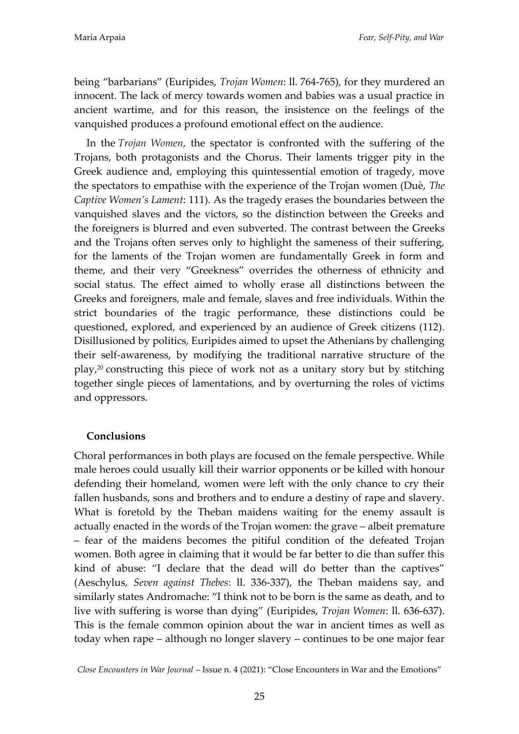being "barbarians" (Euripides, *Trojan Women*: ll. 764-765), for they murdered an innocent. The lack of mercy towards women and babies was a usual practice in ancient wartime, and for this reason, the insistence on the feelings of the vanquished produces a profound emotional effect on the audience.

In the *Trojan Women*, the spectator is confronted with the suffering of the Trojans, both protagonists and the Chorus. Their laments trigger pity in the Greek audience and, employing this quintessential emotion of tragedy, move the spectators to empathise with the experience of the Trojan women (Duè, *The Captive Women's Lament*: 111). As the tragedy erases the boundaries between the vanquished slaves and the victors, so the distinction between the Greeks and the foreigners is blurred and even subverted. The contrast between the Greeks and the Trojans often serves only to highlight the sameness of their suffering, for the laments of the Trojan women are fundamentally Greek in form and theme, and their very "Greekness" overrides the otherness of ethnicity and social status. The effect aimed to wholly erase all distinctions between the Greeks and foreigners, male and female, slaves and free individuals. Within the strict boundaries of the tragic performance, these distinctions could be questioned, explored, and experienced by an audience of Greek citizens (112). Disillusioned by politics, Euripides aimed to upset the Athenians by challenging their self-awareness, by modifying the traditional narrative structure of the play,[20] constructing this piece of work not as a unitary story but by stitching together single pieces of lamentations, and by overturning the roles of victims and oppressors.

## Conclusions

Choral performances in both plays are focused on the female perspective. While male heroes could usually kill their warrior opponents or be killed with honour defending their homeland, women were left with the only chance to cry their fallen husbands, sons and brothers and to endure a destiny of rape and slavery. What is foretold by the Theban maidens waiting for the enemy assault is actually enacted in the words of the Trojan women: the grave – albeit premature – fear of the maidens becomes the pitiful condition of the defeated Trojan women. Both agree in claiming that it would be far better to die than suffer this kind of abuse: "I declare that the dead will do better than the captives" (Aeschylus, *Seven against Thebes*: ll. 336-337), the Theban maidens say, and similarly states Andromache: "I think not to be born is the same as death, and to live with suffering is worse than dying" (Euripides, *Trojan Women*: ll. 636-637). This is the female common opinion about the war in ancient times as well as today when rape – although no longer slavery – continues to be one major fear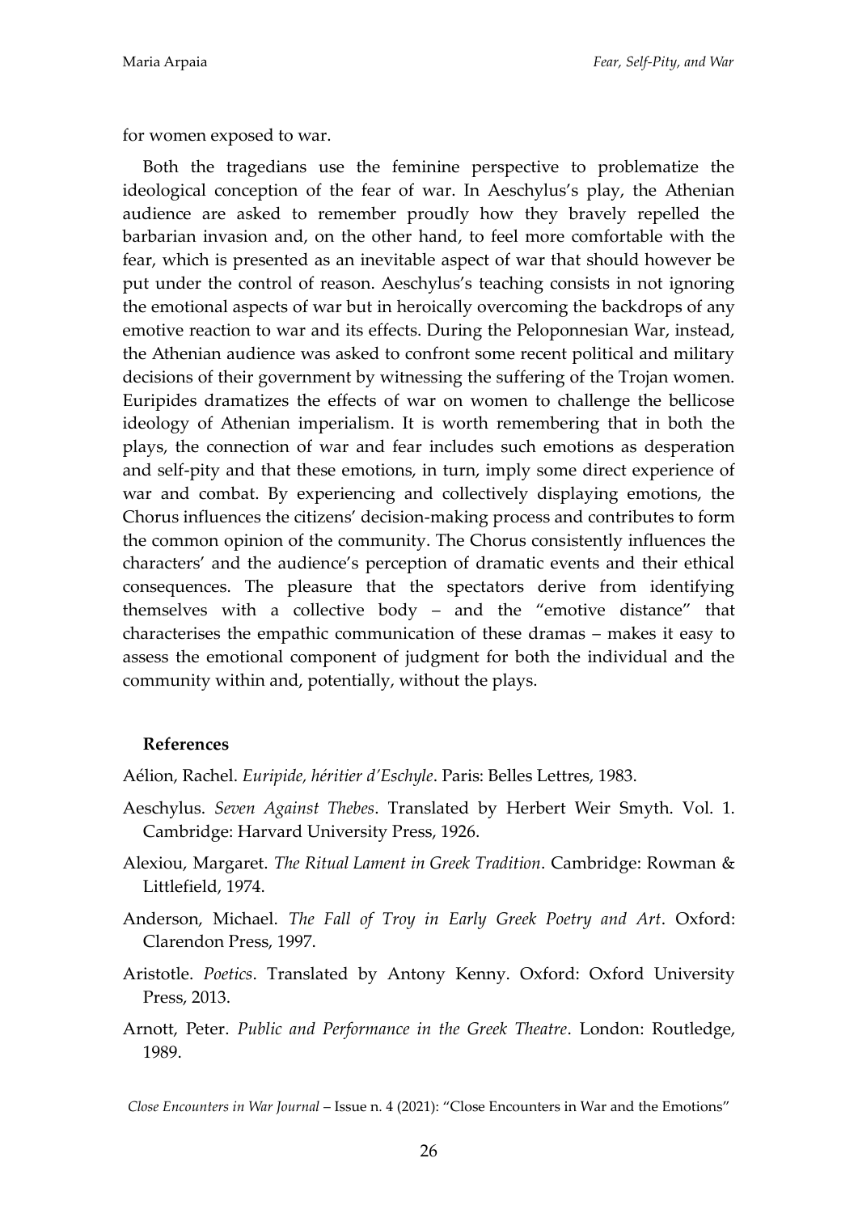for women exposed to war.

Both the tragedians use the feminine perspective to problematize the ideological conception of the fear of war. In Aeschylus's play, the Athenian audience are asked to remember proudly how they bravely repelled the barbarian invasion and, on the other hand, to feel more comfortable with the fear, which is presented as an inevitable aspect of war that should however be put under the control of reason. Aeschylus's teaching consists in not ignoring the emotional aspects of war but in heroically overcoming the backdrops of any emotive reaction to war and its effects. During the Peloponnesian War, instead, the Athenian audience was asked to confront some recent political and military decisions of their government by witnessing the suffering of the Trojan women. Euripides dramatizes the effects of war on women to challenge the bellicose ideology of Athenian imperialism. It is worth remembering that in both the plays, the connection of war and fear includes such emotions as desperation and self-pity and that these emotions, in turn, imply some direct experience of war and combat. By experiencing and collectively displaying emotions, the Chorus influences the citizens' decision-making process and contributes to form the common opinion of the community. The Chorus consistently influences the characters' and the audience's perception of dramatic events and their ethical consequences. The pleasure that the spectators derive from identifying themselves with a collective body – and the "emotive distance" that characterises the empathic communication of these dramas – makes it easy to assess the emotional component of judgment for both the individual and the community within and, potentially, without the plays.

**References**

Aélion, Rachel. *Euripide, héritier d'Eschyle*. Paris: Belles Lettres, 1983.

Aeschylus. *Seven Against Thebes*. Translated by Herbert Weir Smyth. Vol. 1. Cambridge: Harvard University Press, 1926.

Alexiou, Margaret. *The Ritual Lament in Greek Tradition*. Cambridge: Rowman & Littlefield, 1974.

Anderson, Michael. *The Fall of Troy in Early Greek Poetry and Art*. Oxford: Clarendon Press, 1997.

Aristotle. *Poetics*. Translated by Antony Kenny. Oxford: Oxford University Press, 2013.

Arnott, Peter. *Public and Performance in the Greek Theatre*. London: Routledge, 1989.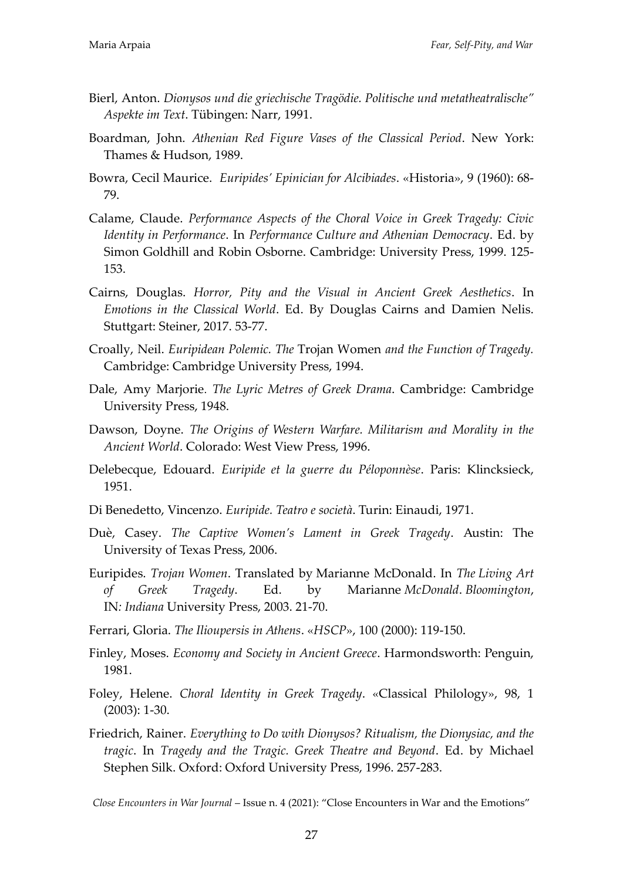Bierl, Anton. *Dionysos und die griechische Tragödie. Politische und metatheatralische" Aspekte im Text*. Tübingen: Narr, 1991.

Boardman, John. *Athenian Red Figure Vases of the Classical Period*. New York: Thames & Hudson, 1989.

Bowra, Cecil Maurice. *Euripides' Epinician for Alcibiades*. «Historia», 9 (1960): 68-79.

Calame, Claude. *Performance Aspects of the Choral Voice in Greek Tragedy: Civic Identity in Performance*. In *Performance Culture and Athenian Democracy*. Ed. by Simon Goldhill and Robin Osborne. Cambridge: University Press, 1999. 125-153.

Cairns, Douglas. *Horror, Pity and the Visual in Ancient Greek Aesthetics*. In *Emotions in the Classical World*. Ed. By Douglas Cairns and Damien Nelis. Stuttgart: Steiner, 2017. 53-77.

Croally, Neil. *Euripidean Polemic. The* Trojan Women *and the Function of Tragedy.* Cambridge: Cambridge University Press, 1994.

Dale, Amy Marjorie. *The Lyric Metres of Greek Drama*. Cambridge: Cambridge University Press, 1948.

Dawson, Doyne. *The Origins of Western Warfare. Militarism and Morality in the Ancient World*. Colorado: West View Press, 1996.

Delebecque, Edouard. *Euripide et la guerre du Péloponnèse*. Paris: Klincksieck, 1951.

Di Benedetto, Vincenzo. *Euripide. Teatro e società*. Turin: Einaudi, 1971.

Duè, Casey. *The Captive Women's Lament in Greek Tragedy*. Austin: The University of Texas Press, 2006.

Euripides. *Trojan Women*. Translated by Marianne McDonald. In *The Living Art of Greek Tragedy*. Ed. by Marianne *McDonald*. *Bloomington*, IN*: Indiana* University Press, 2003. 21-70.

Ferrari, Gloria. *The Ilioupersis in Athens*. «*HSCP*», 100 (2000): 119-150.

Finley, Moses. *Economy and Society in Ancient Greece*. Harmondsworth: Penguin, 1981.

Foley, Helene. *Choral Identity in Greek Tragedy*. «Classical Philology», 98, 1 (2003): 1-30.

Friedrich, Rainer. *Everything to Do with Dionysos? Ritualism, the Dionysiac, and the tragic*. In *Tragedy and the Tragic. Greek Theatre and Beyond*. Ed. by Michael Stephen Silk. Oxford: Oxford University Press, 1996. 257-283.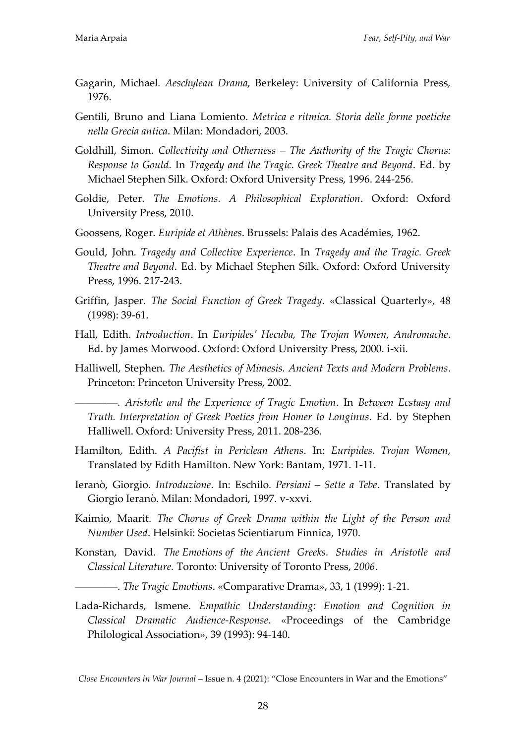Gagarin, Michael. *Aeschylean Drama*, Berkeley: University of California Press, 1976.

Gentili, Bruno and Liana Lomiento. *Metrica e ritmica. Storia delle forme poetiche nella Grecia antica*. Milan: Mondadori, 2003.

Goldhill, Simon. *Collectivity and Otherness – The Authority of the Tragic Chorus: Response to Gould*. In *Tragedy and the Tragic. Greek Theatre and Beyond*. Ed. by Michael Stephen Silk. Oxford: Oxford University Press, 1996. 244-256.

Goldie, Peter. *The Emotions. A Philosophical Exploration*. Oxford: Oxford University Press, 2010.

Goossens, Roger. *Euripide et Athènes*. Brussels: Palais des Académies, 1962.

Gould, John. *Tragedy and Collective Experience*. In *Tragedy and the Tragic. Greek Theatre and Beyond*. Ed. by Michael Stephen Silk. Oxford: Oxford University Press, 1996. 217-243.

Griffin, Jasper. *The Social Function of Greek Tragedy*. «Classical Quarterly», 48 (1998): 39-61.

Hall, Edith. *Introduction*. In *Euripides' Hecuba, The Trojan Women, Andromache*. Ed. by James Morwood. Oxford: Oxford University Press, 2000. i-xii.

Halliwell, Stephen. *The Aesthetics of Mimesis. Ancient Texts and Modern Problems*. Princeton: Princeton University Press, 2002.

————. *Aristotle and the Experience of Tragic Emotion*. In *Between Ecstasy and Truth. Interpretation of Greek Poetics from Homer to Longinus*. Ed. by Stephen Halliwell. Oxford: University Press, 2011. 208-236.

Hamilton, Edith. *A Pacifist in Periclean Athens*. In: *Euripides. Trojan Women,* Translated by Edith Hamilton. New York: Bantam, 1971. 1-11.

Ieranò, Giorgio. *Introduzione*. In: Eschilo. *Persiani – Sette a Tebe*. Translated by Giorgio Ieranò. Milan: Mondadori, 1997. v-xxvi.

Kaimio, Maarit. *The Chorus of Greek Drama within the Light of the Person and Number Used*. Helsinki: Societas Scientiarum Finnica, 1970.

Konstan, David. *The Emotions of the Ancient Greeks. Studies in Aristotle and Classical Literature.* Toronto: University of Toronto Press, *2006*.

————. *The Tragic Emotions*. «Comparative Drama», 33, 1 (1999): 1-21.

Lada-Richards, Ismene. *Empathic Understanding: Emotion and Cognition in Classical Dramatic Audience-Response*. «Proceedings of the Cambridge Philological Association», 39 (1993): 94-140.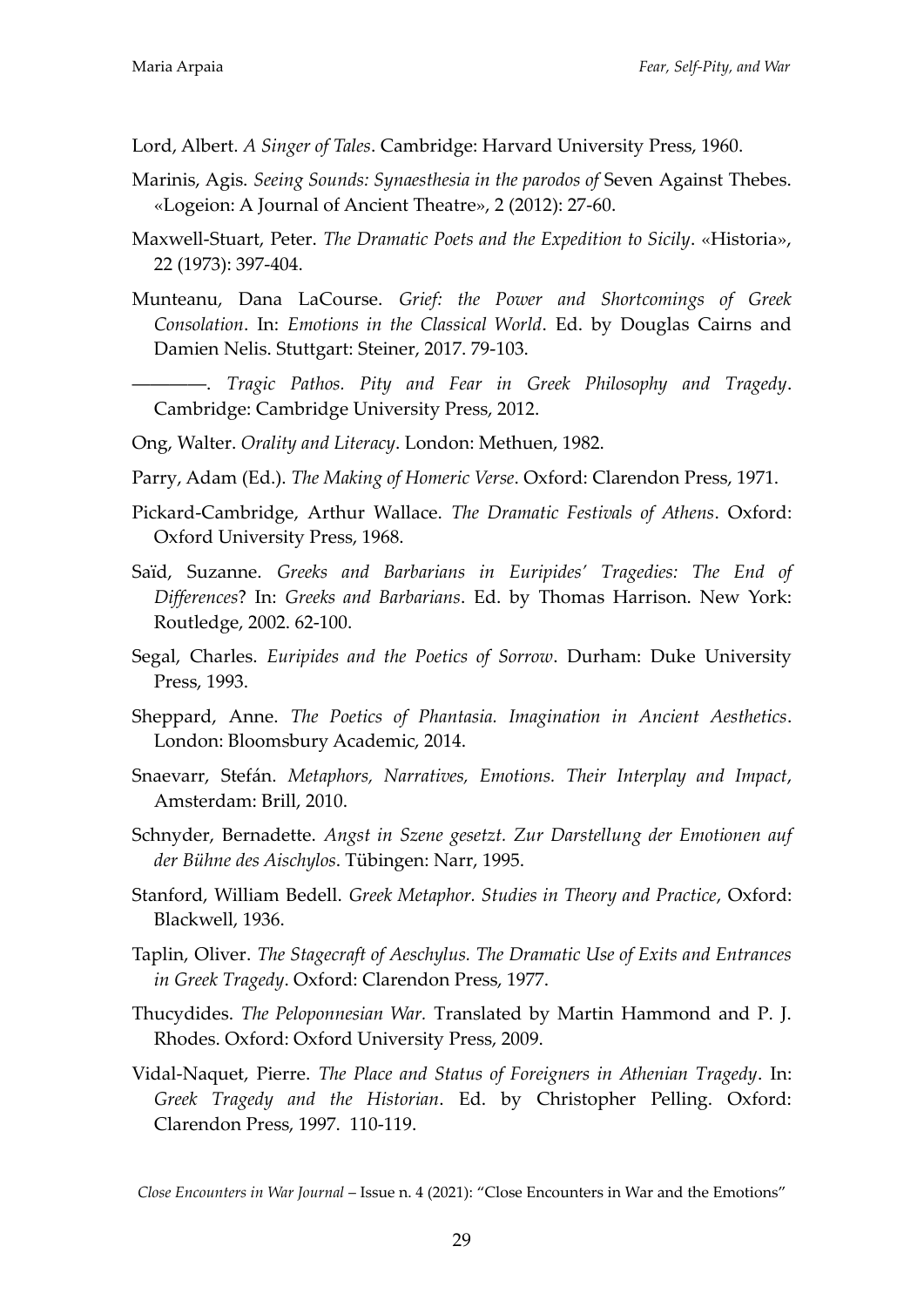Lord, Albert. *A Singer of Tales*. Cambridge: Harvard University Press, 1960.

Marinis, Agis. *Seeing Sounds: Synaesthesia in the parodos of* Seven Against Thebes. «Logeion: A Journal of Ancient Theatre», 2 (2012): 27-60.

Maxwell-Stuart, Peter. *The Dramatic Poets and the Expedition to Sicily*. «Historia», 22 (1973): 397-404.

Munteanu, Dana LaCourse. *Grief: the Power and Shortcomings of Greek Consolation*. In: *Emotions in the Classical World*. Ed. by Douglas Cairns and Damien Nelis. Stuttgart: Steiner, 2017. 79-103.

————. *Tragic Pathos. Pity and Fear in Greek Philosophy and Tragedy*. Cambridge: Cambridge University Press, 2012.

Ong, Walter. *Orality and Literacy*. London: Methuen, 1982.

Parry, Adam (Ed.). *The Making of Homeric Verse*. Oxford: Clarendon Press, 1971.

Pickard-Cambridge, Arthur Wallace. *The Dramatic Festivals of Athens*. Oxford: Oxford University Press, 1968.

Saïd, Suzanne. *Greeks and Barbarians in Euripides' Tragedies: The End of Differences*? In: *Greeks and Barbarians*. Ed. by Thomas Harrison. New York: Routledge, 2002. 62-100.

Segal, Charles. *Euripides and the Poetics of Sorrow*. Durham: Duke University Press, 1993.

Sheppard, Anne. *The Poetics of Phantasia. Imagination in Ancient Aesthetics*. London: Bloomsbury Academic, 2014.

Snaevarr, Stefán. *Metaphors, Narratives, Emotions. Their Interplay and Impact*, Amsterdam: Brill, 2010.

Schnyder, Bernadette. *Angst in Szene gesetzt. Zur Darstellung der Emotionen auf der Bühne des Aischylos*. Tübingen: Narr, 1995.

Stanford, William Bedell. *Greek Metaphor. Studies in Theory and Practice*, Oxford: Blackwell, 1936.

Taplin, Oliver. *The Stagecraft of Aeschylus. The Dramatic Use of Exits and Entrances in Greek Tragedy*. Oxford: Clarendon Press, 1977.

Thucydides. *The Peloponnesian War.* Translated by Martin Hammond and P. J. Rhodes. Oxford: Oxford University Press, 2009.

Vidal-Naquet, Pierre. *The Place and Status of Foreigners in Athenian Tragedy*. In: *Greek Tragedy and the Historian*. Ed. by Christopher Pelling. Oxford: Clarendon Press, 1997. 110-119.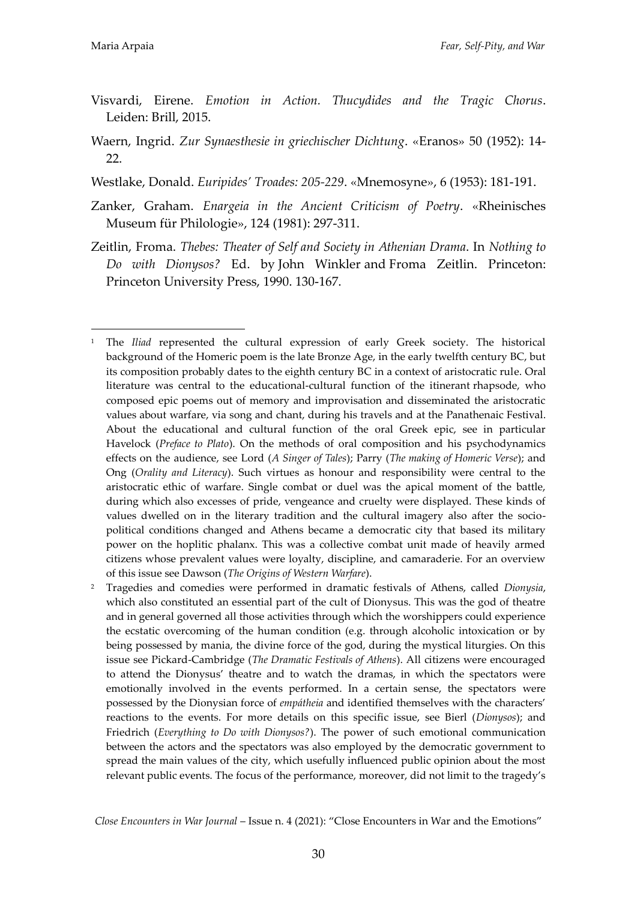Visvardi, Eirene. *Emotion in Action. Thucydides and the Tragic Chorus*. Leiden: Brill, 2015.

Waern, Ingrid. *Zur Synaesthesie in griechischer Dichtung*. «Eranos» 50 (1952): 14-22.

Westlake, Donald. *Euripides' Troades: 205-229*. «Mnemosyne», 6 (1953): 181-191.

Zanker, Graham. *Enargeia in the Ancient Criticism of Poetry*. «Rheinisches Museum für Philologie», 124 (1981): 297-311.

Zeitlin, Froma. *Thebes: Theater of Self and Society in Athenian Drama*. In *Nothing to Do with Dionysos?* Ed. by John Winkler and Froma Zeitlin. Princeton: Princeton University Press, 1990. 130-167.

---

[1] The *Iliad* represented the cultural expression of early Greek society. The historical background of the Homeric poem is the late Bronze Age, in the early twelfth century BC, but its composition probably dates to the eighth century BC in a context of aristocratic rule. Oral literature was central to the educational-cultural function of the itinerant rhapsode, who composed epic poems out of memory and improvisation and disseminated the aristocratic values about warfare, via song and chant, during his travels and at the Panathenaic Festival. About the educational and cultural function of the oral Greek epic, see in particular Havelock (*Preface to Plato*). On the methods of oral composition and his psychodynamics effects on the audience, see Lord (*A Singer of Tales*); Parry (*The making of Homeric Verse*); and Ong (*Orality and Literacy*). Such virtues as honour and responsibility were central to the aristocratic ethic of warfare. Single combat or duel was the apical moment of the battle, during which also excesses of pride, vengeance and cruelty were displayed. These kinds of values dwelled on in the literary tradition and the cultural imagery also after the socio-political conditions changed and Athens became a democratic city that based its military power on the hoplitic phalanx. This was a collective combat unit made of heavily armed citizens whose prevalent values were loyalty, discipline, and camaraderie. For an overview of this issue see Dawson (*The Origins of Western Warfare*).

[2] Tragedies and comedies were performed in dramatic festivals of Athens, called *Dionysia*, which also constituted an essential part of the cult of Dionysus. This was the god of theatre and in general governed all those activities through which the worshippers could experience the ecstatic overcoming of the human condition (e.g. through alcoholic intoxication or by being possessed by mania, the divine force of the god, during the mystical liturgies. On this issue see Pickard-Cambridge (*The Dramatic Festivals of Athens*). All citizens were encouraged to attend the Dionysus' theatre and to watch the dramas, in which the spectators were emotionally involved in the events performed. In a certain sense, the spectators were possessed by the Dionysian force of *empátheia* and identified themselves with the characters' reactions to the events. For more details on this specific issue, see Bierl (*Dionysos*); and Friedrich (*Everything to Do with Dionysos?*). The power of such emotional communication between the actors and the spectators was also employed by the democratic government to spread the main values of the city, which usefully influenced public opinion about the most relevant public events. The focus of the performance, moreover, did not limit to the tragedy's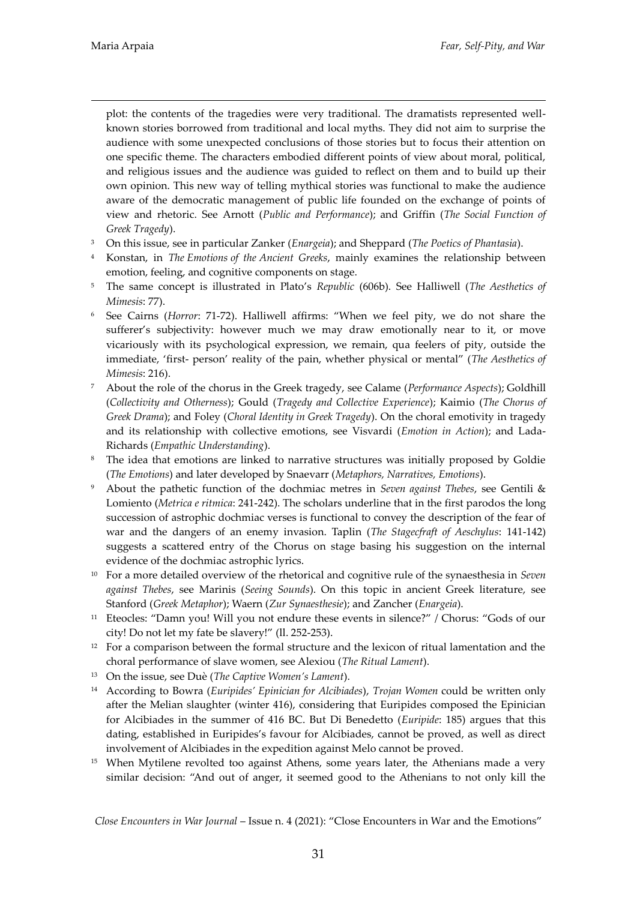plot: the contents of the tragedies were very traditional. The dramatists represented well-known stories borrowed from traditional and local myths. They did not aim to surprise the audience with some unexpected conclusions of those stories but to focus their attention on one specific theme. The characters embodied different points of view about moral, political, and religious issues and the audience was guided to reflect on them and to build up their own opinion. This new way of telling mythical stories was functional to make the audience aware of the democratic management of public life founded on the exchange of points of view and rhetoric. See Arnott (*Public and Performance*); and Griffin (*The Social Function of Greek Tragedy*).

[3] On this issue, see in particular Zanker (*Enargeia*); and Sheppard (*The Poetics of Phantasia*).

[4] Konstan, in *The Emotions of the Ancient Greeks*, mainly examines the relationship between emotion, feeling, and cognitive components on stage.

[5] The same concept is illustrated in Plato's *Republic* (606b). See Halliwell (*The Aesthetics of Mimesis*: 77).

[6] See Cairns (*Horror*: 71-72). Halliwell affirms: "When we feel pity, we do not share the sufferer's subjectivity: however much we may draw emotionally near to it, or move vicariously with its psychological expression, we remain, qua feelers of pity, outside the immediate, 'first- person' reality of the pain, whether physical or mental" (*The Aesthetics of Mimesis*: 216).

[7] About the role of the chorus in the Greek tragedy, see Calame (*Performance Aspects*); Goldhill (*Collectivity and Otherness*); Gould (*Tragedy and Collective Experience*); Kaimio (*The Chorus of Greek Drama*); and Foley (*Choral Identity in Greek Tragedy*). On the choral emotivity in tragedy and its relationship with collective emotions, see Visvardi (*Emotion in Action*); and Lada-Richards (*Empathic Understanding*).

[8] The idea that emotions are linked to narrative structures was initially proposed by Goldie (*The Emotions*) and later developed by Snaevarr (*Metaphors, Narratives, Emotions*).

[9] About the pathetic function of the dochmiac metres in *Seven against Thebes*, see Gentili & Lomiento (*Metrica e ritmica*: 241-242). The scholars underline that in the first parodos the long succession of astrophic dochmiac verses is functional to convey the description of the fear of war and the dangers of an enemy invasion. Taplin (*The Stagecfraft of Aeschylus*: 141-142) suggests a scattered entry of the Chorus on stage basing his suggestion on the internal evidence of the dochmiac astrophic lyrics.

[10] For a more detailed overview of the rhetorical and cognitive rule of the synaesthesia in *Seven against Thebes*, see Marinis (*Seeing Sounds*). On this topic in ancient Greek literature, see Stanford (*Greek Metaphor*); Waern (*Zur Synaesthesie*); and Zancher (*Enargeia*).

[11] Eteocles: "Damn you! Will you not endure these events in silence?" / Chorus: "Gods of our city! Do not let my fate be slavery!" (ll. 252-253).

[12] For a comparison between the formal structure and the lexicon of ritual lamentation and the choral performance of slave women, see Alexiou (*The Ritual Lament*).

[13] On the issue, see Duè (*The Captive Women's Lament*).

[14] According to Bowra (*Euripides' Epinician for Alcibiades*), *Trojan Women* could be written only after the Melian slaughter (winter 416), considering that Euripides composed the Epinician for Alcibiades in the summer of 416 BC. But Di Benedetto (*Euripide*: 185) argues that this dating, established in Euripides's favour for Alcibiades, cannot be proved, as well as direct involvement of Alcibiades in the expedition against Melo cannot be proved.

[15] When Mytilene revolted too against Athens, some years later, the Athenians made a very similar decision: "And out of anger, it seemed good to the Athenians to not only kill the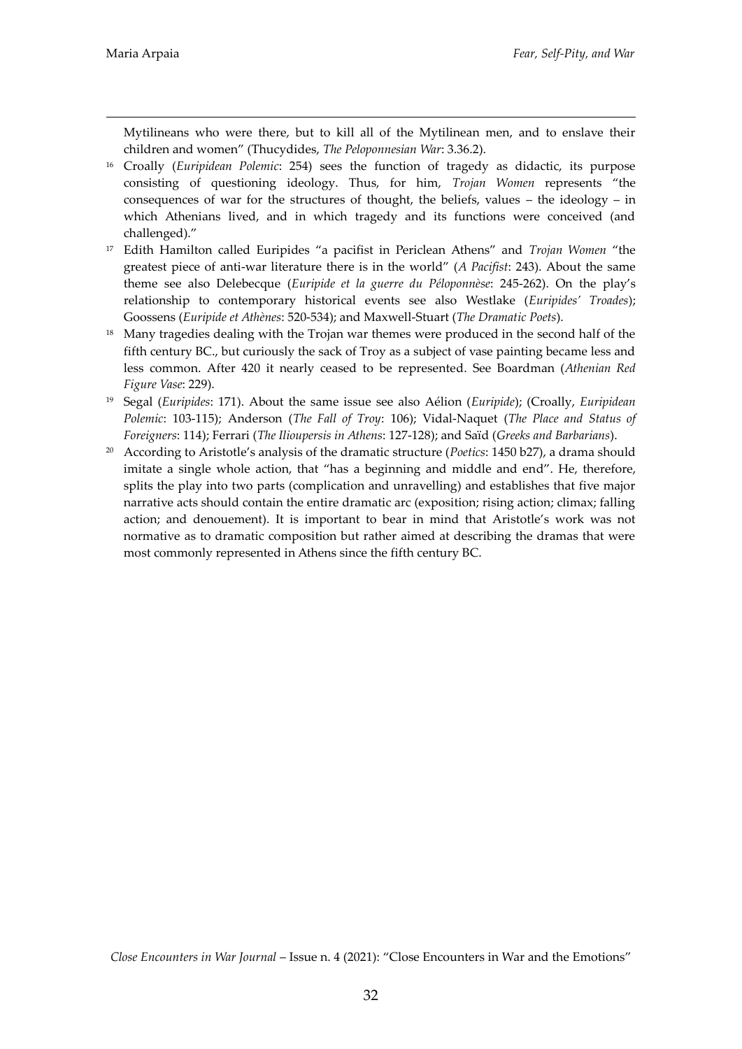Mytilineans who were there, but to kill all of the Mytilinean men, and to enslave their children and women" (Thucydides, *The Peloponnesian War*: 3.36.2).

[16] Croally (*Euripidean Polemic*: 254) sees the function of tragedy as didactic, its purpose consisting of questioning ideology. Thus, for him, *Trojan Women* represents "the consequences of war for the structures of thought, the beliefs, values – the ideology – in which Athenians lived, and in which tragedy and its functions were conceived (and challenged)."

[17] Edith Hamilton called Euripides "a pacifist in Periclean Athens" and *Trojan Women* "the greatest piece of anti-war literature there is in the world" (*A Pacifist*: 243). About the same theme see also Delebecque (*Euripide et la guerre du Péloponnèse*: 245-262). On the play's relationship to contemporary historical events see also Westlake (*Euripides' Troades*); Goossens (*Euripide et Athènes*: 520-534); and Maxwell-Stuart (*The Dramatic Poets*).

[18] Many tragedies dealing with the Trojan war themes were produced in the second half of the fifth century BC., but curiously the sack of Troy as a subject of vase painting became less and less common. After 420 it nearly ceased to be represented. See Boardman (*Athenian Red Figure Vase*: 229).

[19] Segal (*Euripides*: 171). About the same issue see also Aélion (*Euripide*); (Croally, *Euripidean Polemic*: 103-115); Anderson (*The Fall of Troy*: 106); Vidal-Naquet (*The Place and Status of Foreigners*: 114); Ferrari (*The Ilioupersis in Athens*: 127-128); and Saïd (*Greeks and Barbarians*).

[20] According to Aristotle's analysis of the dramatic structure (*Poetics*: 1450 b27), a drama should imitate a single whole action, that "has a beginning and middle and end". He, therefore, splits the play into two parts (complication and unravelling) and establishes that five major narrative acts should contain the entire dramatic arc (exposition; rising action; climax; falling action; and denouement). It is important to bear in mind that Aristotle's work was not normative as to dramatic composition but rather aimed at describing the dramas that were most commonly represented in Athens since the fifth century BC.